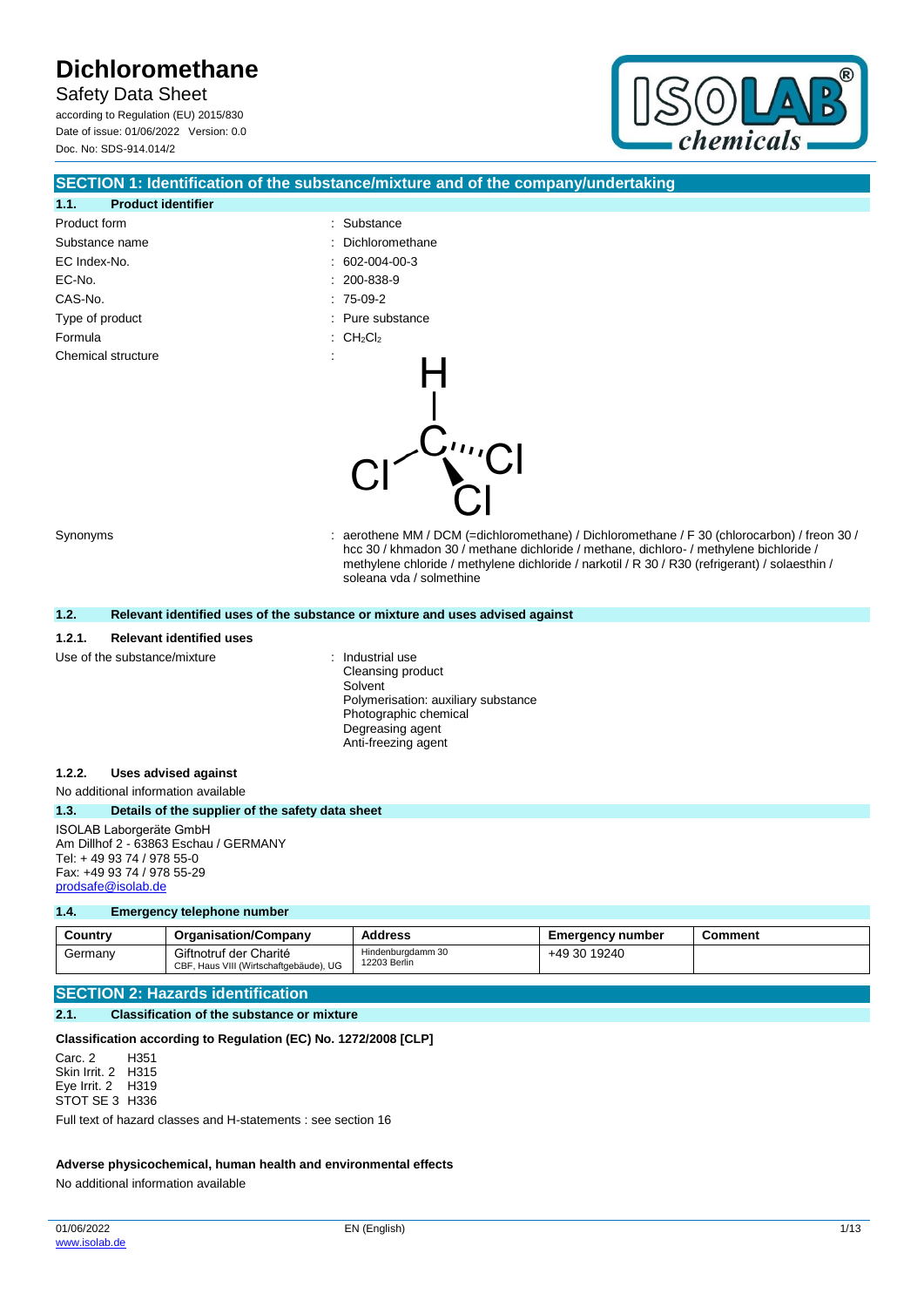# Dichloromethane

Safety Data Sheet

according to Regulation (EU) 2015/830

Date of issue: 01/06/2022 Version: 0.0

Doc. No: SDS-914.014/2

## SECTION 1: Identification of the substance/mixture and of the company/undertaking

### 1.1. Product identifier

Product form : Substance

Substance name : Dichloromethane

EC Index-No. : 602-004-00-3

EC-No. : 200-838-9

CAS-No. : 75-09-2

Type of product : Pure substance

Formula : $CH_2Cl_2$

Chemical structure :

Synonyms : aerothene MM / DCM (=dichloromethane) / Dichloromethane / F 30 (chlorocarbon) / freon 30 / hcc 30 / khmadon 30 / methane dichloride / methane, dichloro- / methylene bichloride / methylene chloride / methylene dichloride / narkotil / R 30 / R30 (refrigerant) / solaesthin / soleana vda / solmethine

### 1.2. Relevant identified uses of the substance or mixture and uses advised against

#### 1.2.1. Relevant identified uses

Use of the substance/mixture : Industrial use
Cleansing product
Solvent
Polymerisation: auxiliary substance
Photographic chemical
Degreasing agent
Anti-freezing agent

#### 1.2.2. Uses advised against

No additional information available

### 1.3. Details of the supplier of the safety data sheet

ISOLAB Laborgeräte GmbH
Am Dillhof 2 - 63863 Eschau / GERMANY
Tel: + 49 93 74 / 978 55-0
Fax: +49 93 74 / 978 55-29
prodsafe@isolab.de

### 1.4. Emergency telephone number

| Country | Organisation/Company | Address | Emergency number | Comment |
|---|---|---|---|---|
| Germany | Giftnotruf der Charité<br>CBF, Haus VIII (Wirtschaftgebäude), UG | Hindenburgdamm 30<br>12203 Berlin | +49 30 19240 | |

## SECTION 2: Hazards identification

### 2.1. Classification of the substance or mixture

**Classification according to Regulation (EC) No. 1272/2008 [CLP]**

Carc. 2 H351
Skin Irrit. 2 H315
Eye Irrit. 2 H319
STOT SE 3 H336

Full text of hazard classes and H-statements : see section 16

**Adverse physicochemical, human health and environmental effects**

No additional information available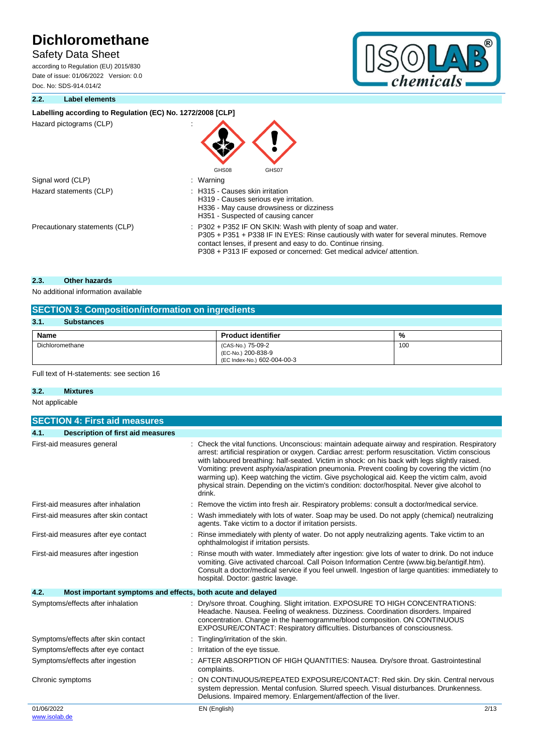### 2.2. Label elements

**Labelling according to Regulation (EC) No. 1272/2008 [CLP]**

| | |
|---|---|
| Hazard pictograms (CLP) | : GHS08 GHS07 |
| Signal word (CLP) | : Warning |
| Hazard statements (CLP) | : H315 - Causes skin irritation<br>H319 - Causes serious eye irritation.<br>H336 - May cause drowsiness or dizziness<br>H351 - Suspected of causing cancer |
| Precautionary statements (CLP) | : P302 + P352 IF ON SKIN: Wash with plenty of soap and water.<br>P305 + P351 + P338 IF IN EYES: Rinse cautiously with water for several minutes. Remove contact lenses, if present and easy to do. Continue rinsing.<br>P308 + P313 IF exposed or concerned: Get medical advice/ attention. |

### 2.3. Other hazards

No additional information available

## SECTION 3: Composition/information on ingredients

### 3.1. Substances

| Name | Product identifier | % |
|---|---|---|
| Dichloromethane | (CAS-No.) 75-09-2<br>(EC-No.) 200-838-9<br>(EC Index-No.) 602-004-00-3 | 100 |

Full text of H-statements: see section 16

### 3.2. Mixtures

Not applicable

## SECTION 4: First aid measures

### 4.1. Description of first aid measures

| | |
|---|---|
| First-aid measures general | : Check the vital functions. Unconscious: maintain adequate airway and respiration. Respiratory arrest: artificial respiration or oxygen. Cardiac arrest: perform resuscitation. Victim conscious with laboured breathing: half-seated. Victim in shock: on his back with legs slightly raised. Vomiting: prevent asphyxia/aspiration pneumonia. Prevent cooling by covering the victim (no warming up). Keep watching the victim. Give psychological aid. Keep the victim calm, avoid physical strain. Depending on the victim's condition: doctor/hospital. Never give alcohol to drink. |
| First-aid measures after inhalation | : Remove the victim into fresh air. Respiratory problems: consult a doctor/medical service. |
| First-aid measures after skin contact | : Wash immediately with lots of water. Soap may be used. Do not apply (chemical) neutralizing agents. Take victim to a doctor if irritation persists. |
| First-aid measures after eye contact | : Rinse immediately with plenty of water. Do not apply neutralizing agents. Take victim to an ophthalmologist if irritation persists. |
| First-aid measures after ingestion | : Rinse mouth with water. Immediately after ingestion: give lots of water to drink. Do not induce vomiting. Give activated charcoal. Call Poison Information Centre (www.big.be/antigif.htm). Consult a doctor/medical service if you feel unwell. Ingestion of large quantities: immediately to hospital. Doctor: gastric lavage. |

### 4.2. Most important symptoms and effects, both acute and delayed

| | |
|---|---|
| Symptoms/effects after inhalation | : Dry/sore throat. Coughing. Slight irritation. EXPOSURE TO HIGH CONCENTRATIONS: Headache. Nausea. Feeling of weakness. Dizziness. Coordination disorders. Impaired concentration. Change in the haemogramme/blood composition. ON CONTINUOUS EXPOSURE/CONTACT: Respiratory difficulties. Disturbances of consciousness. |
| Symptoms/effects after skin contact | : Tingling/irritation of the skin. |
| Symptoms/effects after eye contact | : Irritation of the eye tissue. |
| Symptoms/effects after ingestion | : AFTER ABSORPTION OF HIGH QUANTITIES: Nausea. Dry/sore throat. Gastrointestinal complaints. |
| Chronic symptoms | : ON CONTINUOUS/REPEATED EXPOSURE/CONTACT: Red skin. Dry skin. Central nervous system depression. Mental confusion. Slurred speech. Visual disturbances. Drunkenness. Delusions. Impaired memory. Enlargement/affection of the liver. |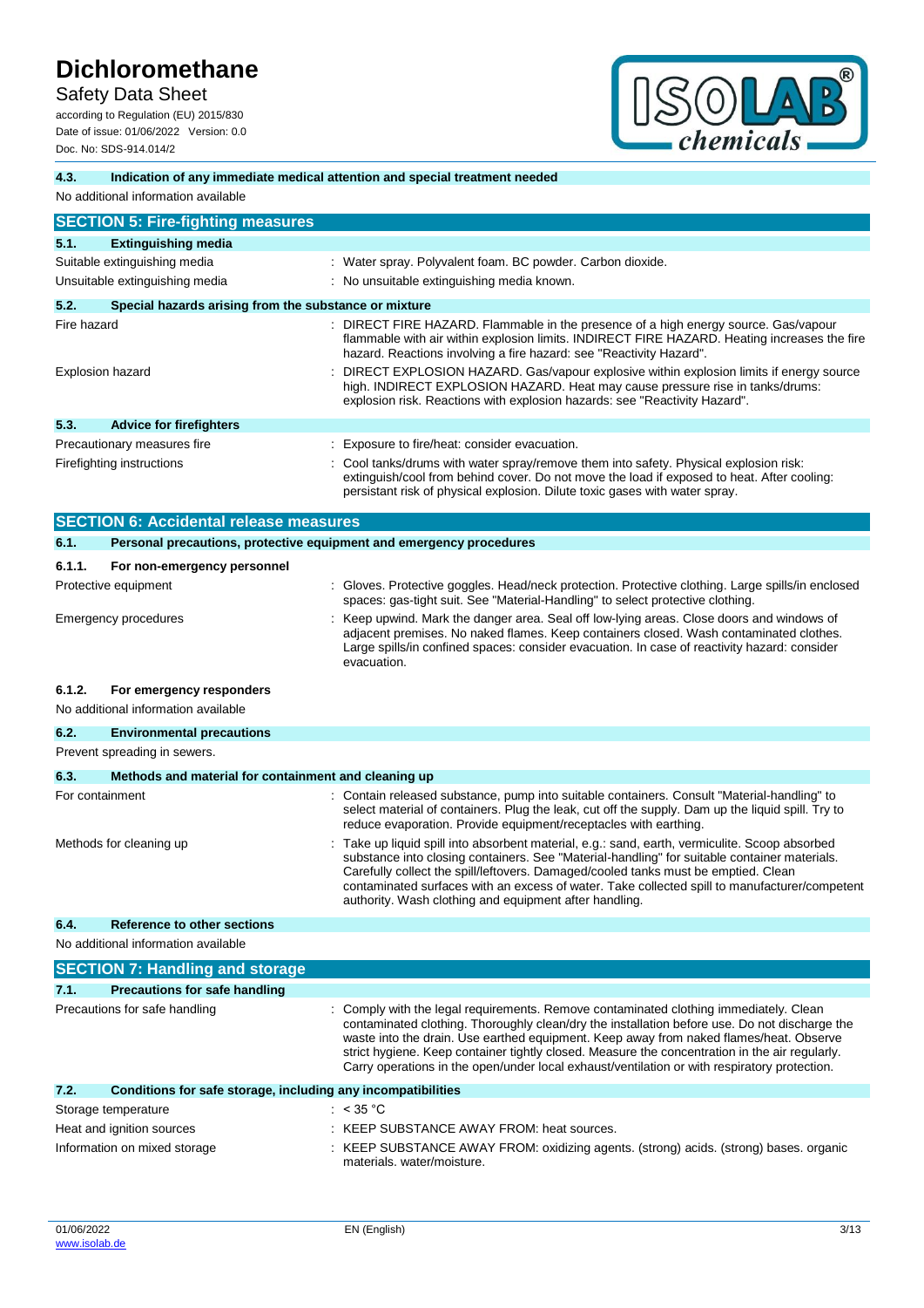### 4.3. Indication of any immediate medical attention and special treatment needed

No additional information available

## SECTION 5: Fire-fighting measures

### 5.1. Extinguishing media

| | |
|---|---|
| Suitable extinguishing media | : Water spray. Polyvalent foam. BC powder. Carbon dioxide. |
| Unsuitable extinguishing media | : No unsuitable extinguishing media known. |

### 5.2. Special hazards arising from the substance or mixture

| | |
|---|---|
| Fire hazard | : DIRECT FIRE HAZARD. Flammable in the presence of a high energy source. Gas/vapour flammable with air within explosion limits. INDIRECT FIRE HAZARD. Heating increases the fire hazard. Reactions involving a fire hazard: see "Reactivity Hazard". |
| Explosion hazard | : DIRECT EXPLOSION HAZARD. Gas/vapour explosive within explosion limits if energy source high. INDIRECT EXPLOSION HAZARD. Heat may cause pressure rise in tanks/drums: explosion risk. Reactions with explosion hazards: see "Reactivity Hazard". |

### 5.3. Advice for firefighters

| | |
|---|---|
| Precautionary measures fire | : Exposure to fire/heat: consider evacuation. |
| Firefighting instructions | : Cool tanks/drums with water spray/remove them into safety. Physical explosion risk: extinguish/cool from behind cover. Do not move the load if exposed to heat. After cooling: persistant risk of physical explosion. Dilute toxic gases with water spray. |

## SECTION 6: Accidental release measures

### 6.1. Personal precautions, protective equipment and emergency procedures

#### 6.1.1. For non-emergency personnel

| | |
|---|---|
| Protective equipment | : Gloves. Protective goggles. Head/neck protection. Protective clothing. Large spills/in enclosed spaces: gas-tight suit. See "Material-Handling" to select protective clothing. |
| Emergency procedures | : Keep upwind. Mark the danger area. Seal off low-lying areas. Close doors and windows of adjacent premises. No naked flames. Keep containers closed. Wash contaminated clothes. Large spills/in confined spaces: consider evacuation. In case of reactivity hazard: consider evacuation. |

#### 6.1.2. For emergency responders

No additional information available

### 6.2. Environmental precautions

Prevent spreading in sewers.

### 6.3. Methods and material for containment and cleaning up

| | |
|---|---|
| For containment | : Contain released substance, pump into suitable containers. Consult "Material-handling" to select material of containers. Plug the leak, cut off the supply. Dam up the liquid spill. Try to reduce evaporation. Provide equipment/receptacles with earthing. |
| Methods for cleaning up | : Take up liquid spill into absorbent material, e.g.: sand, earth, vermiculite. Scoop absorbed substance into closing containers. See "Material-handling" for suitable container materials. Carefully collect the spill/leftovers. Damaged/cooled tanks must be emptied. Clean contaminated surfaces with an excess of water. Take collected spill to manufacturer/competent authority. Wash clothing and equipment after handling. |

### 6.4. Reference to other sections

No additional information available

## SECTION 7: Handling and storage

### 7.1. Precautions for safe handling

| | |
|---|---|
| Precautions for safe handling | : Comply with the legal requirements. Remove contaminated clothing immediately. Clean contaminated clothing. Thoroughly clean/dry the installation before use. Do not discharge the waste into the drain. Use earthed equipment. Keep away from naked flames/heat. Observe strict hygiene. Keep container tightly closed. Measure the concentration in the air regularly. Carry operations in the open/under local exhaust/ventilation or with respiratory protection. |

### 7.2. Conditions for safe storage, including any incompatibilities

| | |
|---|---|
| Storage temperature | : < 35 °C |
| Heat and ignition sources | : KEEP SUBSTANCE AWAY FROM: heat sources. |
| Information on mixed storage | : KEEP SUBSTANCE AWAY FROM: oxidizing agents. (strong) acids. (strong) bases. organic materials. water/moisture. |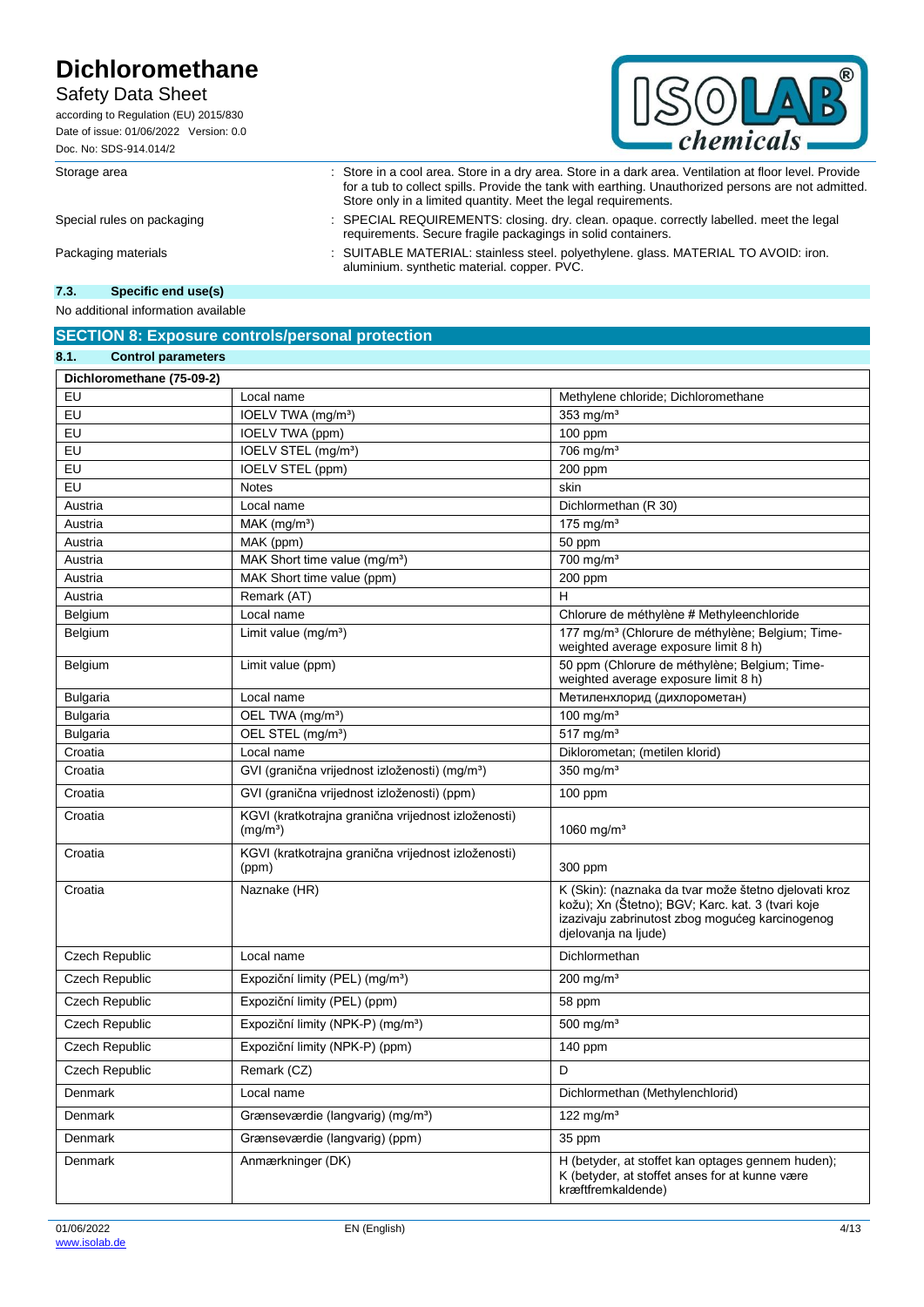| | |
|---|---|
| Storage area | : Store in a cool area. Store in a dry area. Store in a dark area. Ventilation at floor level. Provide for a tub to collect spills. Provide the tank with earthing. Unauthorized persons are not admitted. Store only in a limited quantity. Meet the legal requirements. |
| Special rules on packaging | : SPECIAL REQUIREMENTS: closing. dry. clean. opaque. correctly labelled. meet the legal requirements. Secure fragile packagings in solid containers. |
| Packaging materials | : SUITABLE MATERIAL: stainless steel. polyethylene. glass. MATERIAL TO AVOID: iron. aluminium. synthetic material. copper. PVC. |

### 7.3. Specific end use(s)

No additional information available

## SECTION 8: Exposure controls/personal protection

### 8.1. Control parameters

| Dichloromethane (75-09-2) | | |
|---|---|---|
| EU | Local name | Methylene chloride; Dichloromethane |
| EU | IOELV TWA (mg/m³) | 353 mg/m³ |
| EU | IOELV TWA (ppm) | 100 ppm |
| EU | IOELV STEL (mg/m³) | 706 mg/m³ |
| EU | IOELV STEL (ppm) | 200 ppm |
| EU | Notes | skin |
| Austria | Local name | Dichlormethan (R 30) |
| Austria | MAK (mg/m³) | 175 mg/m³ |
| Austria | MAK (ppm) | 50 ppm |
| Austria | MAK Short time value (mg/m³) | 700 mg/m³ |
| Austria | MAK Short time value (ppm) | 200 ppm |
| Austria | Remark (AT) | H |
| Belgium | Local name | Chlorure de méthylène # Methyleenchloride |
| Belgium | Limit value (mg/m³) | 177 mg/m³ (Chlorure de méthylène; Belgium; Time-weighted average exposure limit 8 h) |
| Belgium | Limit value (ppm) | 50 ppm (Chlorure de méthylène; Belgium; Time-weighted average exposure limit 8 h) |
| Bulgaria | Local name | Метиленхлорид (дихлорометан) |
| Bulgaria | OEL TWA (mg/m³) | 100 mg/m³ |
| Bulgaria | OEL STEL (mg/m³) | 517 mg/m³ |
| Croatia | Local name | Diklorometan; (metilen klorid) |
| Croatia | GVI (granična vrijednost izloženosti) (mg/m³) | 350 mg/m³ |
| Croatia | GVI (granična vrijednost izloženosti) (ppm) | 100 ppm |
| Croatia | KGVI (kratkotrajna granična vrijednost izloženosti) (mg/m³) | 1060 mg/m³ |
| Croatia | KGVI (kratkotrajna granična vrijednost izloženosti) (ppm) | 300 ppm |
| Croatia | Naznake (HR) | K (Skin): (naznaka da tvar može štetno djelovati kroz kožu); Xn (Štetno); BGV; Karc. kat. 3 (tvari koje izazivaju zabrinutost zbog mogućeg karcinogenog djelovanja na ljude) |
| Czech Republic | Local name | Dichlormethan |
| Czech Republic | Expoziční limity (PEL) (mg/m³) | 200 mg/m³ |
| Czech Republic | Expoziční limity (PEL) (ppm) | 58 ppm |
| Czech Republic | Expoziční limity (NPK-P) (mg/m³) | 500 mg/m³ |
| Czech Republic | Expoziční limity (NPK-P) (ppm) | 140 ppm |
| Czech Republic | Remark (CZ) | D |
| Denmark | Local name | Dichlormethan (Methylenchlorid) |
| Denmark | Grænseværdie (langvarig) (mg/m³) | 122 mg/m³ |
| Denmark | Grænseværdie (langvarig) (ppm) | 35 ppm |
| Denmark | Anmærkninger (DK) | H (betyder, at stoffet kan optages gennem huden); K (betyder, at stoffet anses for at kunne være kræftfremkaldende) |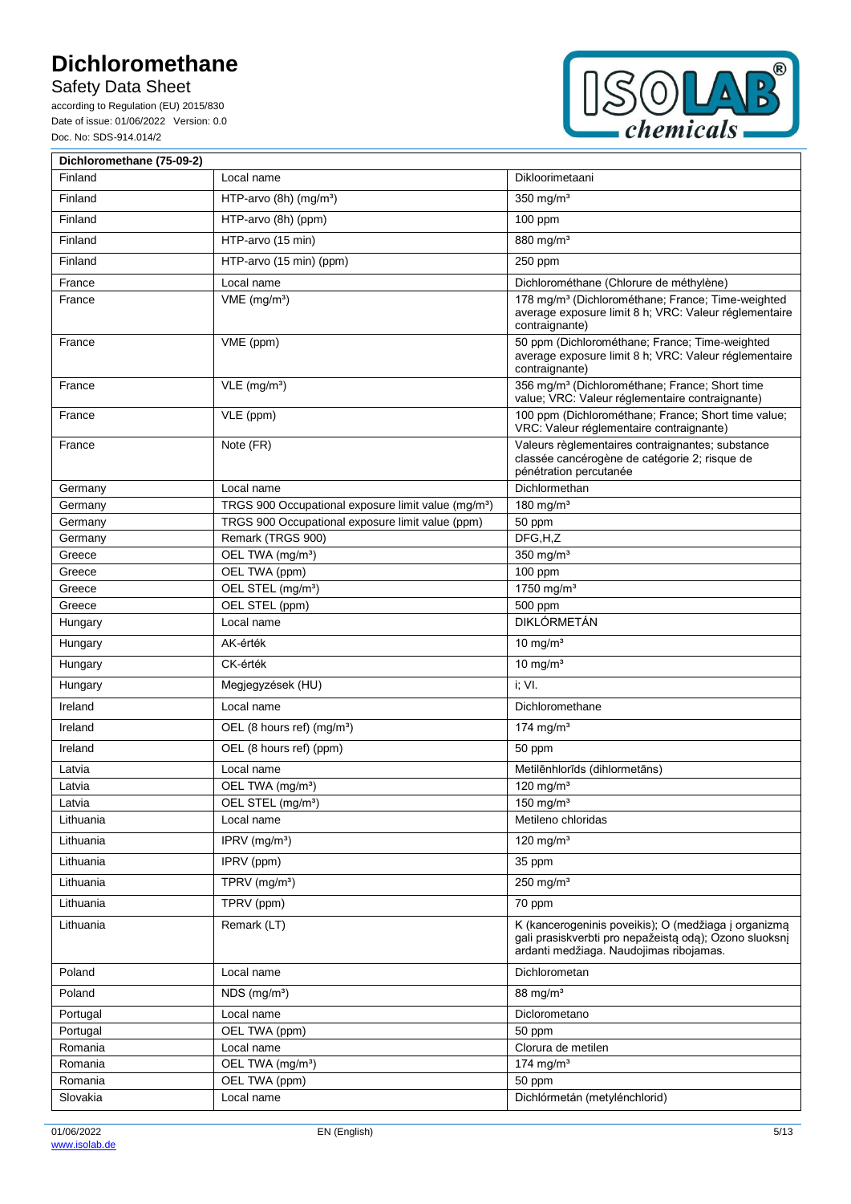| Dichloromethane (75-09-2) | | |
|---|---|---|
| Finland | Local name | Dikloorimetaani |
| Finland | HTP-arvo (8h) (mg/m³) | 350 mg/m³ |
| Finland | HTP-arvo (8h) (ppm) | 100 ppm |
| Finland | HTP-arvo (15 min) | 880 mg/m³ |
| Finland | HTP-arvo (15 min) (ppm) | 250 ppm |
| France | Local name | Dichlorométhane (Chlorure de méthylène) |
| France | VME (mg/m³) | 178 mg/m³ (Dichlorométhane; France; Time-weighted average exposure limit 8 h; VRC: Valeur réglementaire contraignante) |
| France | VME (ppm) | 50 ppm (Dichlorométhane; France; Time-weighted average exposure limit 8 h; VRC: Valeur réglementaire contraignante) |
| France | VLE (mg/m³) | 356 mg/m³ (Dichlorométhane; France; Short time value; VRC: Valeur réglementaire contraignante) |
| France | VLE (ppm) | 100 ppm (Dichlorométhane; France; Short time value; VRC: Valeur réglementaire contraignante) |
| France | Note (FR) | Valeurs règlementaires contraignantes; substance classée cancérogène de catégorie 2; risque de pénétration percutanée |
| Germany | Local name | Dichlormethan |
| Germany | TRGS 900 Occupational exposure limit value (mg/m³) | 180 mg/m³ |
| Germany | TRGS 900 Occupational exposure limit value (ppm) | 50 ppm |
| Germany | Remark (TRGS 900) | DFG,H,Z |
| Greece | OEL TWA (mg/m³) | 350 mg/m³ |
| Greece | OEL TWA (ppm) | 100 ppm |
| Greece | OEL STEL (mg/m³) | 1750 mg/m³ |
| Greece | OEL STEL (ppm) | 500 ppm |
| Hungary | Local name | DIKLÓRMETÁN |
| Hungary | AK-érték | 10 mg/m³ |
| Hungary | CK-érték | 10 mg/m³ |
| Hungary | Megjegyzések (HU) | i; VI. |
| Ireland | Local name | Dichloromethane |
| Ireland | OEL (8 hours ref) (mg/m³) | 174 mg/m³ |
| Ireland | OEL (8 hours ref) (ppm) | 50 ppm |
| Latvia | Local name | Metilēnhlorīds (dihlormetāns) |
| Latvia | OEL TWA (mg/m³) | 120 mg/m³ |
| Latvia | OEL STEL (mg/m³) | 150 mg/m³ |
| Lithuania | Local name | Metileno chloridas |
| Lithuania | IPRV (mg/m³) | 120 mg/m³ |
| Lithuania | IPRV (ppm) | 35 ppm |
| Lithuania | TPRV (mg/m³) | 250 mg/m³ |
| Lithuania | TPRV (ppm) | 70 ppm |
| Lithuania | Remark (LT) | K (kancerogeninis poveikis); O (medžiaga į organizmą gali prasiskverbti pro nepažeistą odą); Ozono sluoksnį ardanti medžiaga. Naudojimas ribojamas. |
| Poland | Local name | Dichlorometan |
| Poland | NDS (mg/m³) | 88 mg/m³ |
| Portugal | Local name | Diclorometano |
| Portugal | OEL TWA (ppm) | 50 ppm |
| Romania | Local name | Clorura de metilen |
| Romania | OEL TWA (mg/m³) | 174 mg/m³ |
| Romania | OEL TWA (ppm) | 50 ppm |
| Slovakia | Local name | Dichlórmetán (metylénchlorid) |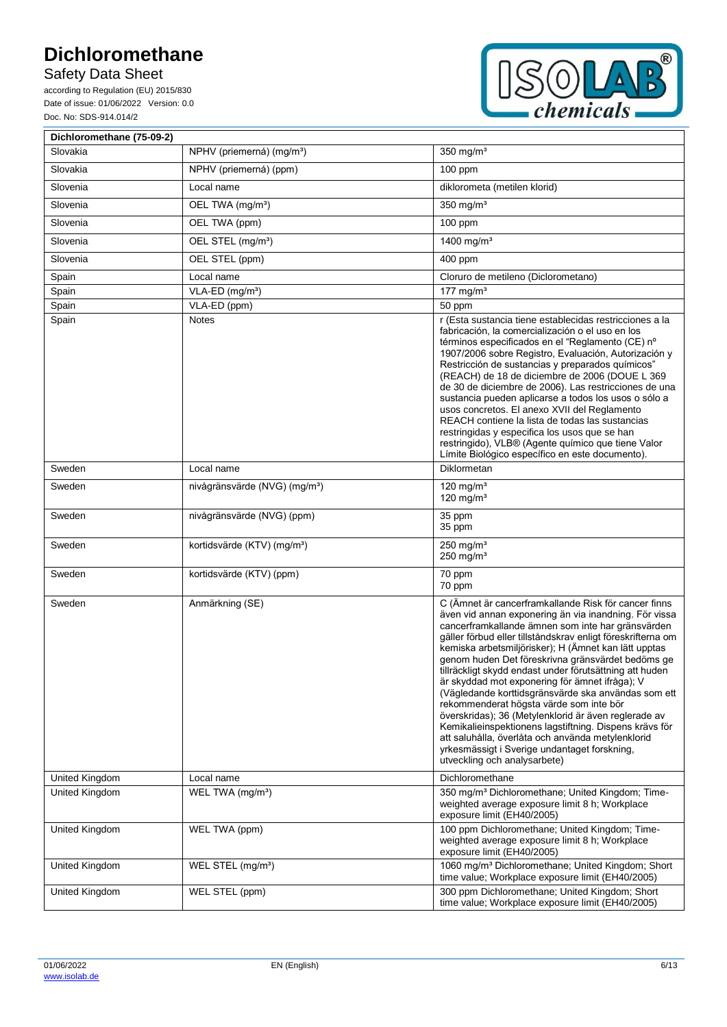| Dichloromethane (75-09-2) | | |
|---|---|---|
| Slovakia | NPHV (priemerná) (mg/m³) | 350 mg/m³ |
| Slovakia | NPHV (priemerná) (ppm) | 100 ppm |
| Slovenia | Local name | diklorometa (metilen klorid) |
| Slovenia | OEL TWA (mg/m³) | 350 mg/m³ |
| Slovenia | OEL TWA (ppm) | 100 ppm |
| Slovenia | OEL STEL (mg/m³) | 1400 mg/m³ |
| Slovenia | OEL STEL (ppm) | 400 ppm |
| Spain | Local name | Cloruro de metileno (Diclorometano) |
| Spain | VLA-ED (mg/m³) | 177 mg/m³ |
| Spain | VLA-ED (ppm) | 50 ppm |
| Spain | Notes | r (Esta sustancia tiene establecidas restricciones a la fabricación, la comercialización o el uso en los términos especificados en el "Reglamento (CE) nº 1907/2006 sobre Registro, Evaluación, Autorización y Restricción de sustancias y preparados químicos" (REACH) de 18 de diciembre de 2006 (DOUE L 369 de 30 de diciembre de 2006). Las restricciones de una sustancia pueden aplicarse a todos los usos o sólo a usos concretos. El anexo XVII del Reglamento REACH contiene la lista de todas las sustancias restringidas y especifica los usos que se han restringido), VLB® (Agente químico que tiene Valor Límite Biológico específico en este documento). |
| Sweden | Local name | Diklormetan |
| Sweden | nivågränsvärde (NVG) (mg/m³) | 120 mg/m³<br>120 mg/m³ |
| Sweden | nivågränsvärde (NVG) (ppm) | 35 ppm<br>35 ppm |
| Sweden | kortidsvärde (KTV) (mg/m³) | 250 mg/m³<br>250 mg/m³ |
| Sweden | kortidsvärde (KTV) (ppm) | 70 ppm<br>70 ppm |
| Sweden | Anmärkning (SE) | C (Ämnet är cancerframkallande Risk för cancer finns även vid annan exponering än via inandning. För vissa cancerframkallande ämnen som inte har gränsvärden gäller förbud eller tillståndskrav enligt föreskrifterna om kemiska arbetsmiljörisker); H (Ämnet kan lätt upptas genom huden Det föreskrivna gränsvärdet bedöms ge tillräckligt skydd endast under förutsättning att huden är skyddad mot exponering för ämnet ifråga); V (Vägledande korttidsgränsvärde ska användas som ett rekommenderat högsta värde som inte bör överskridas); 36 (Metylenklorid är även reglerade av Kemikalieinspektionens lagstiftning. Dispens krävs för att saluhålla, överlåta och använda metylenklorid yrkesmässigt i Sverige undantaget forskning, utveckling och analysarbete) |
| United Kingdom | Local name | Dichloromethane |
| United Kingdom | WEL TWA (mg/m³) | 350 mg/m³ Dichloromethane; United Kingdom; Time-weighted average exposure limit 8 h; Workplace exposure limit (EH40/2005) |
| United Kingdom | WEL TWA (ppm) | 100 ppm Dichloromethane; United Kingdom; Time-weighted average exposure limit 8 h; Workplace exposure limit (EH40/2005) |
| United Kingdom | WEL STEL (mg/m³) | 1060 mg/m³ Dichloromethane; United Kingdom; Short time value; Workplace exposure limit (EH40/2005) |
| United Kingdom | WEL STEL (ppm) | 300 ppm Dichloromethane; United Kingdom; Short time value; Workplace exposure limit (EH40/2005) |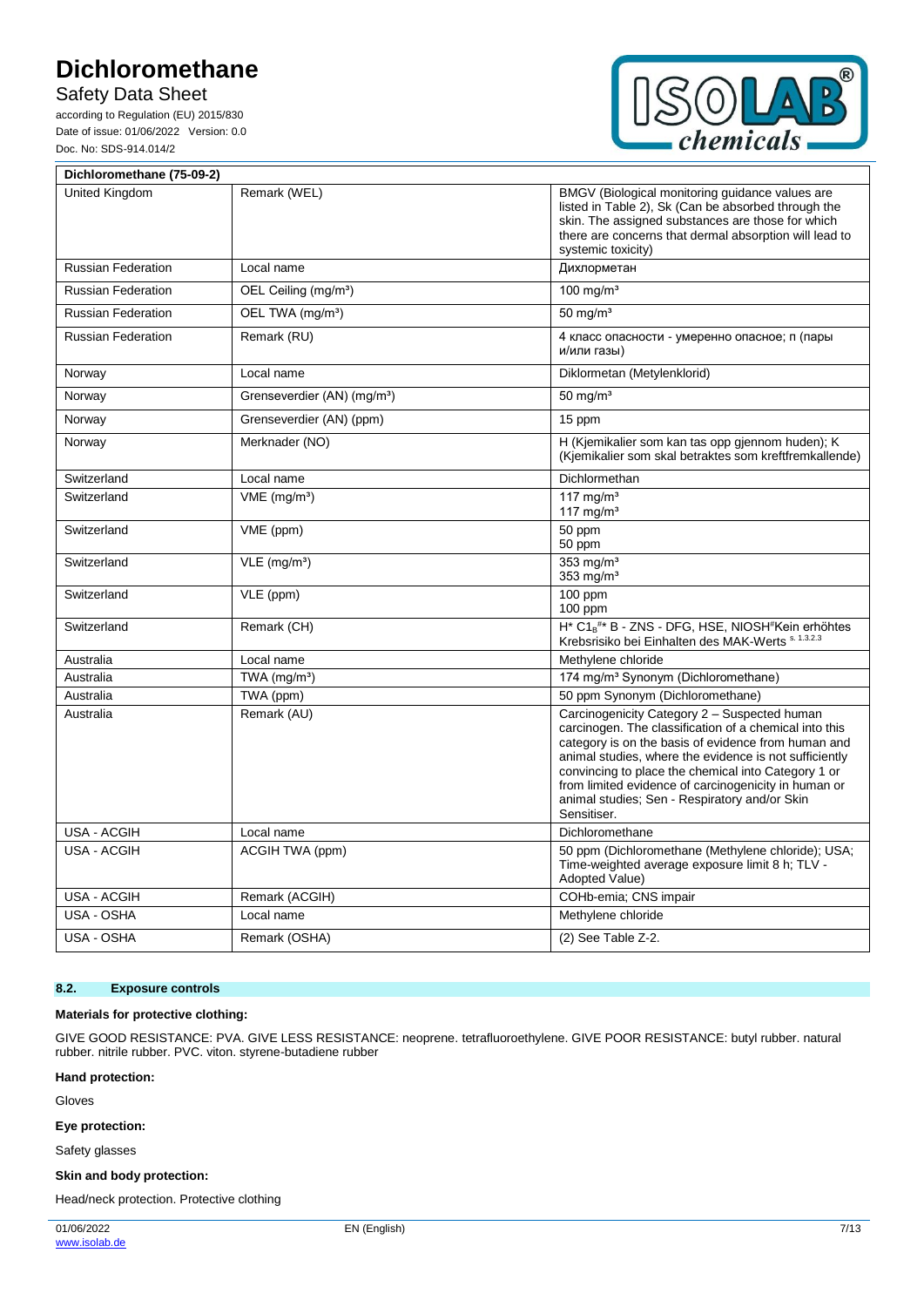| Dichloromethane (75-09-2) | | |
|---|---|---|
| United Kingdom | Remark (WEL) | BMGV (Biological monitoring guidance values are listed in Table 2), Sk (Can be absorbed through the skin. The assigned substances are those for which there are concerns that dermal absorption will lead to systemic toxicity) |
| Russian Federation | Local name | Дихлорметан |
| Russian Federation | OEL Ceiling (mg/m³) | 100 mg/m³ |
| Russian Federation | OEL TWA (mg/m³) | 50 mg/m³ |
| Russian Federation | Remark (RU) | 4 класс опасности - умеренно опасное; п (пары и/или газы) |
| Norway | Local name | Diklormetan (Metylenklorid) |
| Norway | Grenseverdier (AN) (mg/m³) | 50 mg/m³ |
| Norway | Grenseverdier (AN) (ppm) | 15 ppm |
| Norway | Merknader (NO) | H (Kjemikalier som kan tas opp gjennom huden); K (Kjemikalier som skal betraktes som kreftfremkallende) |
| Switzerland | Local name | Dichlormethan |
| Switzerland | VME (mg/m³) | 117 mg/m³<br>117 mg/m³ |
| Switzerland | VME (ppm) | 50 ppm<br>50 ppm |
| Switzerland | VLE (mg/m³) | 353 mg/m³<br>353 mg/m³ |
| Switzerland | VLE (ppm) | 100 ppm<br>100 ppm |
| Switzerland | Remark (CH) | H* $C1_B$#* B - ZNS - DFG, HSE, NIOSH#Kein erhöhtes Krebsrisiko bei Einhalten des MAK-Werts s. 1.3.2.3 |
| Australia | Local name | Methylene chloride |
| Australia | TWA (mg/m³) | 174 mg/m³ Synonym (Dichloromethane) |
| Australia | TWA (ppm) | 50 ppm Synonym (Dichloromethane) |
| Australia | Remark (AU) | Carcinogenicity Category 2 – Suspected human carcinogen. The classification of a chemical into this category is on the basis of evidence from human and animal studies, where the evidence is not sufficiently convincing to place the chemical into Category 1 or from limited evidence of carcinogenicity in human or animal studies; Sen - Respiratory and/or Skin Sensitiser. |
| USA - ACGIH | Local name | Dichloromethane |
| USA - ACGIH | ACGIH TWA (ppm) | 50 ppm (Dichloromethane (Methylene chloride); USA; Time-weighted average exposure limit 8 h; TLV - Adopted Value) |
| USA - ACGIH | Remark (ACGIH) | COHb-emia; CNS impair |
| USA - OSHA | Local name | Methylene chloride |
| USA - OSHA | Remark (OSHA) | (2) See Table Z-2. |

## 8.2. Exposure controls

**Materials for protective clothing:**

GIVE GOOD RESISTANCE: PVA. GIVE LESS RESISTANCE: neoprene. tetrafluoroethylene. GIVE POOR RESISTANCE: butyl rubber. natural rubber. nitrile rubber. PVC. viton. styrene-butadiene rubber

**Hand protection:**

Gloves

**Eye protection:**

Safety glasses

**Skin and body protection:**

Head/neck protection. Protective clothing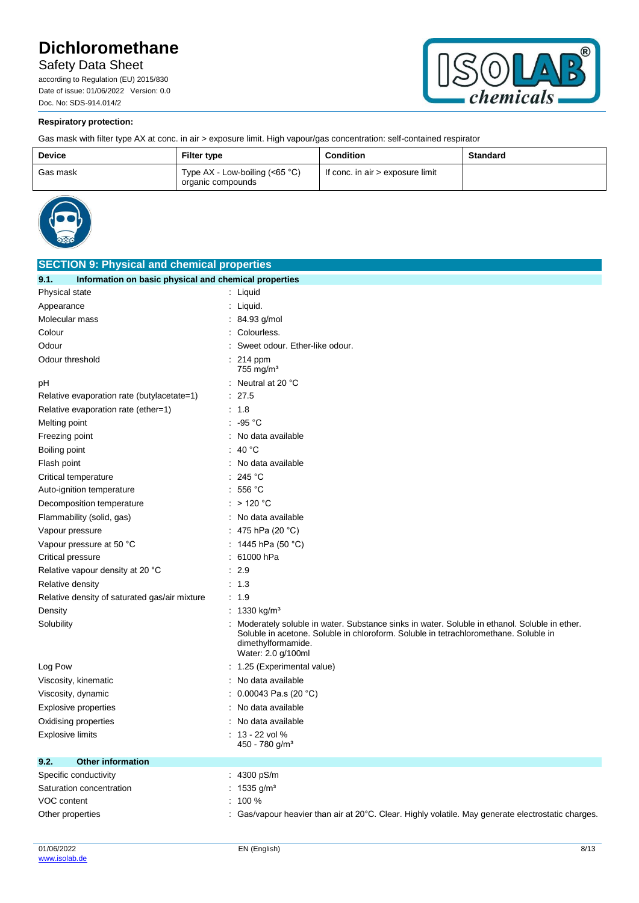**Respiratory protection:**

Gas mask with filter type AX at conc. in air > exposure limit. High vapour/gas concentration: self-contained respirator

| Device | Filter type | Condition | Standard |
|---|---|---|---|
| Gas mask | Type AX - Low-boiling (<65 °C) organic compounds | If conc. in air > exposure limit | |

## SECTION 9: Physical and chemical properties

### 9.1. Information on basic physical and chemical properties

| | |
|---|---|
| Physical state | : Liquid |
| Appearance | : Liquid. |
| Molecular mass | : 84.93 g/mol |
| Colour | : Colourless. |
| Odour | : Sweet odour. Ether-like odour. |
| Odour threshold | : 214 ppm<br>755 mg/m³ |
| pH | : Neutral at 20 °C |
| Relative evaporation rate (butylacetate=1) | : 27.5 |
| Relative evaporation rate (ether=1) | : 1.8 |
| Melting point | : -95 °C |
| Freezing point | : No data available |
| Boiling point | : 40 °C |
| Flash point | : No data available |
| Critical temperature | : 245 °C |
| Auto-ignition temperature | : 556 °C |
| Decomposition temperature | : > 120 °C |
| Flammability (solid, gas) | : No data available |
| Vapour pressure | : 475 hPa (20 °C) |
| Vapour pressure at 50 °C | : 1445 hPa (50 °C) |
| Critical pressure | : 61000 hPa |
| Relative vapour density at 20 °C | : 2.9 |
| Relative density | : 1.3 |
| Relative density of saturated gas/air mixture | : 1.9 |
| Density | : 1330 kg/m³ |
| Solubility | : Moderately soluble in water. Substance sinks in water. Soluble in ethanol. Soluble in ether. Soluble in acetone. Soluble in chloroform. Soluble in tetrachloromethane. Soluble in dimethylformamide.<br>Water: 2.0 g/100ml |
| Log Pow | : 1.25 (Experimental value) |
| Viscosity, kinematic | : No data available |
| Viscosity, dynamic | : 0.00043 Pa.s (20 °C) |
| Explosive properties | : No data available |
| Oxidising properties | : No data available |
| Explosive limits | : 13 - 22 vol %<br>450 - 780 g/m³ |

### 9.2. Other information

| | |
|---|---|
| Specific conductivity | : 4300 pS/m |
| Saturation concentration | : 1535 g/m³ |
| VOC content | : 100 % |
| Other properties | : Gas/vapour heavier than air at 20°C. Clear. Highly volatile. May generate electrostatic charges. |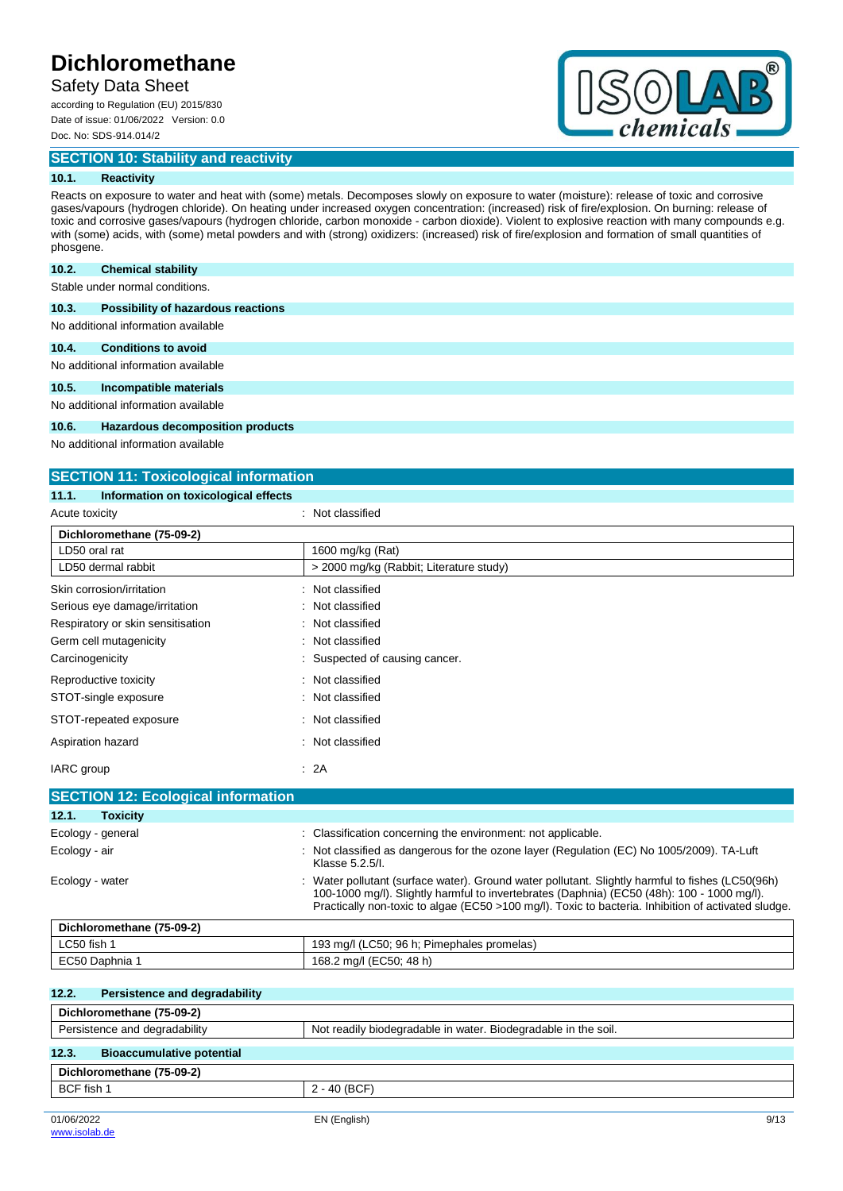## SECTION 10: Stability and reactivity

### 10.1. Reactivity

Reacts on exposure to water and heat with (some) metals. Decomposes slowly on exposure to water (moisture): release of toxic and corrosive gases/vapours (hydrogen chloride). On heating under increased oxygen concentration: (increased) risk of fire/explosion. On burning: release of toxic and corrosive gases/vapours (hydrogen chloride, carbon monoxide - carbon dioxide). Violent to explosive reaction with many compounds e.g. with (some) acids, with (some) metal powders and with (strong) oxidizers: (increased) risk of fire/explosion and formation of small quantities of phosgene.

### 10.2. Chemical stability

Stable under normal conditions.

### 10.3. Possibility of hazardous reactions

No additional information available

### 10.4. Conditions to avoid

No additional information available

### 10.5. Incompatible materials

No additional information available

### 10.6. Hazardous decomposition products

No additional information available

## SECTION 11: Toxicological information

### 11.1. Information on toxicological effects

Acute toxicity : Not classified

| Dichloromethane (75-09-2) | |
|---|---|
| LD50 oral rat | 1600 mg/kg (Rat) |
| LD50 dermal rabbit | > 2000 mg/kg (Rabbit; Literature study) |

Skin corrosion/irritation : Not classified

Serious eye damage/irritation : Not classified

Respiratory or skin sensitisation : Not classified

Germ cell mutagenicity : Not classified

Carcinogenicity : Suspected of causing cancer.

Reproductive toxicity : Not classified

STOT-single exposure : Not classified

STOT-repeated exposure : Not classified

Aspiration hazard : Not classified

IARC group : 2A

## SECTION 12: Ecological information

### 12.1. Toxicity

Ecology - general : Classification concerning the environment: not applicable.

Ecology - air : Not classified as dangerous for the ozone layer (Regulation (EC) No 1005/2009). TA-Luft Klasse 5.2.5/I.

Ecology - water : Water pollutant (surface water). Ground water pollutant. Slightly harmful to fishes (LC50(96h) 100-1000 mg/l). Slightly harmful to invertebrates (Daphnia) (EC50 (48h): 100 - 1000 mg/l). Practically non-toxic to algae (EC50 >100 mg/l). Toxic to bacteria. Inhibition of activated sludge.

| Dichloromethane (75-09-2) | |
|---|---|
| LC50 fish 1 | 193 mg/l (LC50; 96 h; Pimephales promelas) |
| EC50 Daphnia 1 | 168.2 mg/l (EC50; 48 h) |

### 12.2. Persistence and degradability

| Dichloromethane (75-09-2) | |
|---|---|
| Persistence and degradability | Not readily biodegradable in water. Biodegradable in the soil. |

### 12.3. Bioaccumulative potential

| Dichloromethane (75-09-2) | |
|---|---|
| BCF fish 1 | 2 - 40 (BCF) |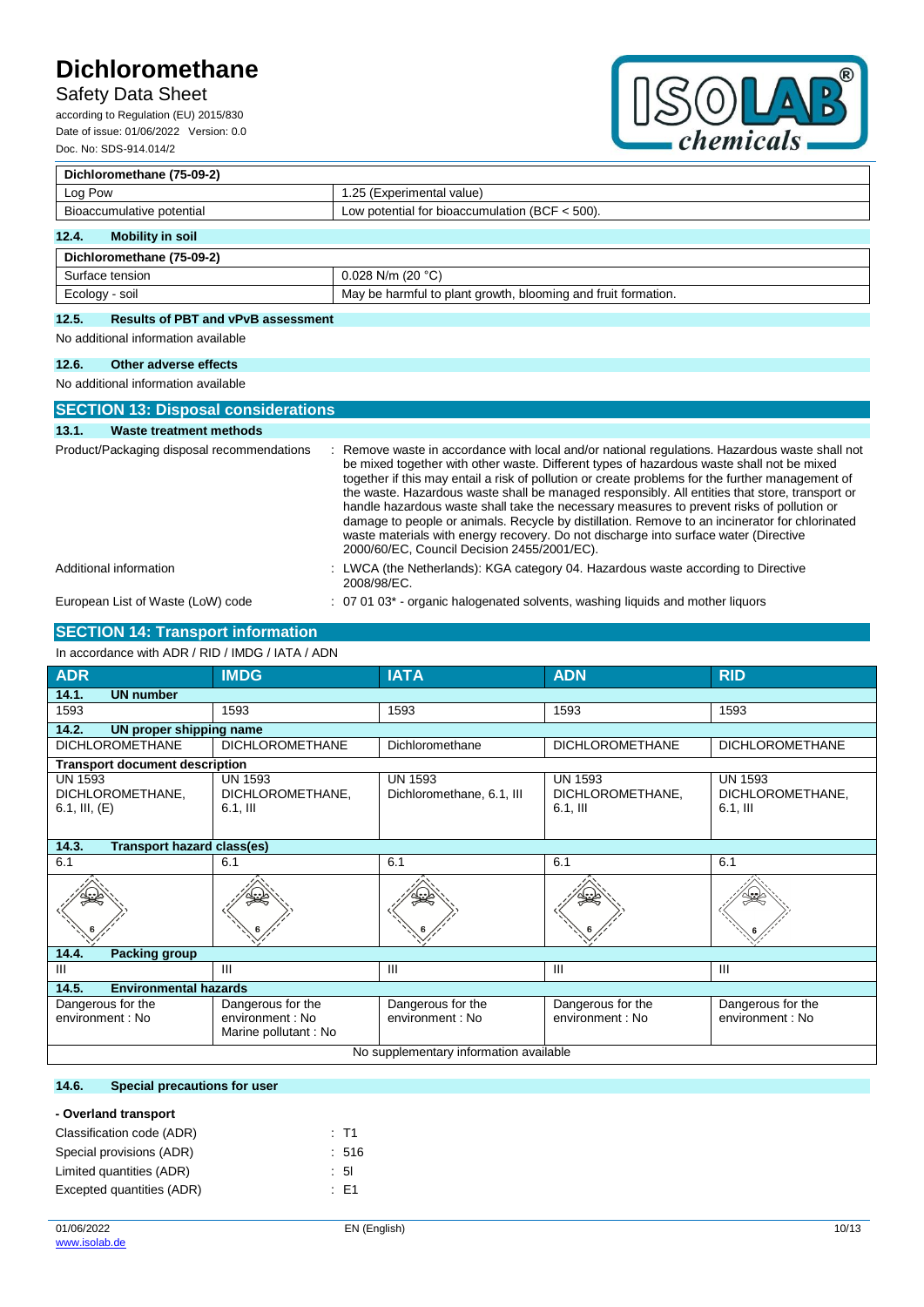| Dichloromethane (75-09-2) | |
|---|---|
| Log Pow | 1.25 (Experimental value) |
| Bioaccumulative potential | Low potential for bioaccumulation (BCF < 500). |

### 12.4. Mobility in soil

| Dichloromethane (75-09-2) | |
|---|---|
| Surface tension | 0.028 N/m (20 °C) |
| Ecology - soil | May be harmful to plant growth, blooming and fruit formation. |

### 12.5. Results of PBT and vPvB assessment

No additional information available

### 12.6. Other adverse effects

No additional information available

## SECTION 13: Disposal considerations

### 13.1. Waste treatment methods

Product/Packaging disposal recommendations : Remove waste in accordance with local and/or national regulations. Hazardous waste shall not be mixed together with other waste. Different types of hazardous waste shall not be mixed together if this may entail a risk of pollution or create problems for the further management of the waste. Hazardous waste shall be managed responsibly. All entities that store, transport or handle hazardous waste shall take the necessary measures to prevent risks of pollution or damage to people or animals. Recycle by distillation. Remove to an incinerator for chlorinated waste materials with energy recovery. Do not discharge into surface water (Directive 2000/60/EC, Council Decision 2455/2001/EC).

Additional information : LWCA (the Netherlands): KGA category 04. Hazardous waste according to Directive 2008/98/EC.

European List of Waste (LoW) code : 07 01 03* - organic halogenated solvents, washing liquids and mother liquors

## SECTION 14: Transport information

In accordance with ADR / RID / IMDG / IATA / ADN

| ADR | IMDG | IATA | ADN | RID |
|---|---|---|---|---|
| **14.1. UN number** | | | | |
| 1593 | 1593 | 1593 | 1593 | 1593 |
| **14.2. UN proper shipping name** | | | | |
| DICHLOROMETHANE | DICHLOROMETHANE | Dichloromethane | DICHLOROMETHANE | DICHLOROMETHANE |
| **Transport document description** | | | | |
| UN 1593 DICHLOROMETHANE, 6.1, III, (E) | UN 1593 DICHLOROMETHANE, 6.1, III | UN 1593 Dichloromethane, 6.1, III | UN 1593 DICHLOROMETHANE, 6.1, III | UN 1593 DICHLOROMETHANE, 6.1, III |
| **14.3. Transport hazard class(es)** | | | | |
| 6.1 | 6.1 | 6.1 | 6.1 | 6.1 |
| **14.4. Packing group** | | | | |
| III | III | III | III | III |
| **14.5. Environmental hazards** | | | | |
| Dangerous for the environment : No | Dangerous for the environment : No<br>Marine pollutant : No | Dangerous for the environment : No | Dangerous for the environment : No | Dangerous for the environment : No |
| No supplementary information available | | | | |

### 14.6. Special precautions for user

**- Overland transport**

Classification code (ADR) : T1

Special provisions (ADR) : 516

Limited quantities (ADR) : 5l

Excepted quantities (ADR) : E1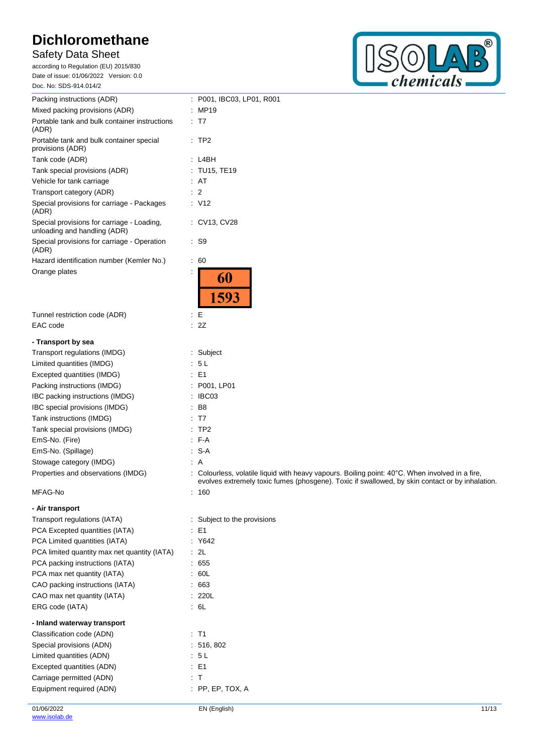| | |
|---|---|
| Packing instructions (ADR) | : P001, IBC03, LP01, R001 |
| Mixed packing provisions (ADR) | : MP19 |
| Portable tank and bulk container instructions (ADR) | : T7 |
| Portable tank and bulk container special provisions (ADR) | : TP2 |
| Tank code (ADR) | : L4BH |
| Tank special provisions (ADR) | : TU15, TE19 |
| Vehicle for tank carriage | : AT |
| Transport category (ADR) | : 2 |
| Special provisions for carriage - Packages (ADR) | : V12 |
| Special provisions for carriage - Loading, unloading and handling (ADR) | : CV13, CV28 |
| Special provisions for carriage - Operation (ADR) | : S9 |
| Hazard identification number (Kemler No.) | : 60 |
| Orange plates | : 60 / 1593 |
| Tunnel restriction code (ADR) | : E |
| EAC code | : 2Z |

**- Transport by sea**

| | |
|---|---|
| Transport regulations (IMDG) | : Subject |
| Limited quantities (IMDG) | : 5 L |
| Excepted quantities (IMDG) | : E1 |
| Packing instructions (IMDG) | : P001, LP01 |
| IBC packing instructions (IMDG) | : IBC03 |
| IBC special provisions (IMDG) | : B8 |
| Tank instructions (IMDG) | : T7 |
| Tank special provisions (IMDG) | : TP2 |
| EmS-No. (Fire) | : F-A |
| EmS-No. (Spillage) | : S-A |
| Stowage category (IMDG) | : A |
| Properties and observations (IMDG) | : Colourless, volatile liquid with heavy vapours. Boiling point: 40°C. When involved in a fire, evolves extremely toxic fumes (phosgene). Toxic if swallowed, by skin contact or by inhalation. |
| MFAG-No | : 160 |

**- Air transport**

| | |
|---|---|
| Transport regulations (IATA) | : Subject to the provisions |
| PCA Excepted quantities (IATA) | : E1 |
| PCA Limited quantities (IATA) | : Y642 |
| PCA limited quantity max net quantity (IATA) | : 2L |
| PCA packing instructions (IATA) | : 655 |
| PCA max net quantity (IATA) | : 60L |
| CAO packing instructions (IATA) | : 663 |
| CAO max net quantity (IATA) | : 220L |
| ERG code (IATA) | : 6L |

**- Inland waterway transport**

| | |
|---|---|
| Classification code (ADN) | : T1 |
| Special provisions (ADN) | : 516, 802 |
| Limited quantities (ADN) | : 5 L |
| Excepted quantities (ADN) | : E1 |
| Carriage permitted (ADN) | : T |
| Equipment required (ADN) | : PP, EP, TOX, A |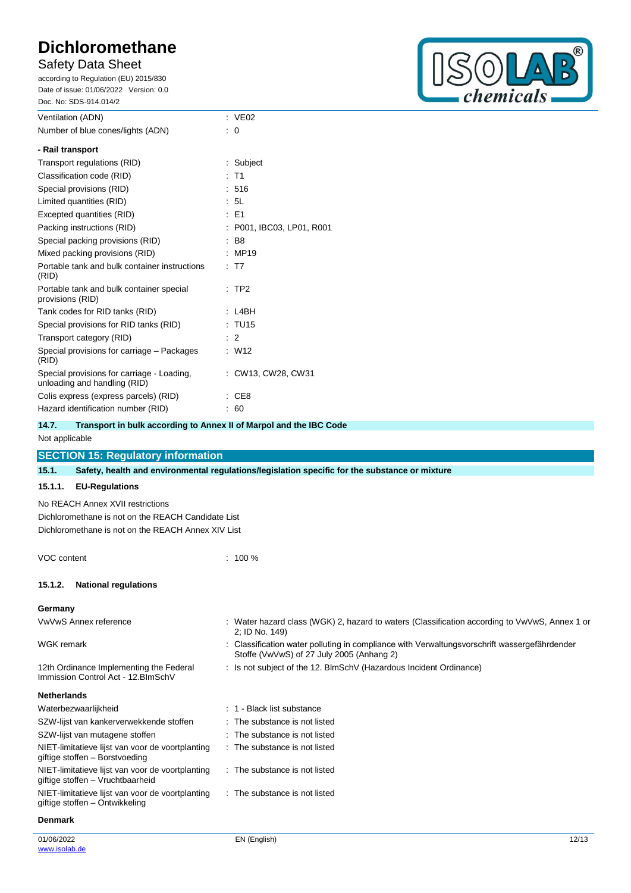| | |
|---|---|
| Ventilation (ADN) | : VE02 |
| Number of blue cones/lights (ADN) | : 0 |

**- Rail transport**

| | |
|---|---|
| Transport regulations (RID) | : Subject |
| Classification code (RID) | : T1 |
| Special provisions (RID) | : 516 |
| Limited quantities (RID) | : 5L |
| Excepted quantities (RID) | : E1 |
| Packing instructions (RID) | : P001, IBC03, LP01, R001 |
| Special packing provisions (RID) | : B8 |
| Mixed packing provisions (RID) | : MP19 |
| Portable tank and bulk container instructions (RID) | : T7 |
| Portable tank and bulk container special provisions (RID) | : TP2 |
| Tank codes for RID tanks (RID) | : L4BH |
| Special provisions for RID tanks (RID) | : TU15 |
| Transport category (RID) | : 2 |
| Special provisions for carriage – Packages (RID) | : W12 |
| Special provisions for carriage - Loading, unloading and handling (RID) | : CW13, CW28, CW31 |
| Colis express (express parcels) (RID) | : CE8 |
| Hazard identification number (RID) | : 60 |

### 14.7. Transport in bulk according to Annex II of Marpol and the IBC Code

Not applicable

## SECTION 15: Regulatory information

### 15.1. Safety, health and environmental regulations/legislation specific for the substance or mixture

#### 15.1.1. EU-Regulations

No REACH Annex XVII restrictions

Dichloromethane is not on the REACH Candidate List

Dichloromethane is not on the REACH Annex XIV List

| | |
|---|---|
| VOC content | : 100 % |

#### 15.1.2. National regulations

**Germany**

| | |
|---|---|
| VwVwS Annex reference | : Water hazard class (WGK) 2, hazard to waters (Classification according to VwVwS, Annex 1 or 2; ID No. 149) |
| WGK remark | : Classification water polluting in compliance with Verwaltungsvorschrift wassergefährdender Stoffe (VwVwS) of 27 July 2005 (Anhang 2) |
| 12th Ordinance Implementing the Federal Immission Control Act - 12.BImSchV | : Is not subject of the 12. BlmSchV (Hazardous Incident Ordinance) |

**Netherlands**

| | |
|---|---|
| Waterbezwaarlijkheid | : 1 - Black list substance |
| SZW-lijst van kankerverwekkende stoffen | : The substance is not listed |
| SZW-lijst van mutagene stoffen | : The substance is not listed |
| NIET-limitatieve lijst van voor de voortplanting giftige stoffen – Borstvoeding | : The substance is not listed |
| NIET-limitatieve lijst van voor de voortplanting giftige stoffen – Vruchtbaarheid | : The substance is not listed |
| NIET-limitatieve lijst van voor de voortplanting giftige stoffen – Ontwikkeling | : The substance is not listed |

**Denmark**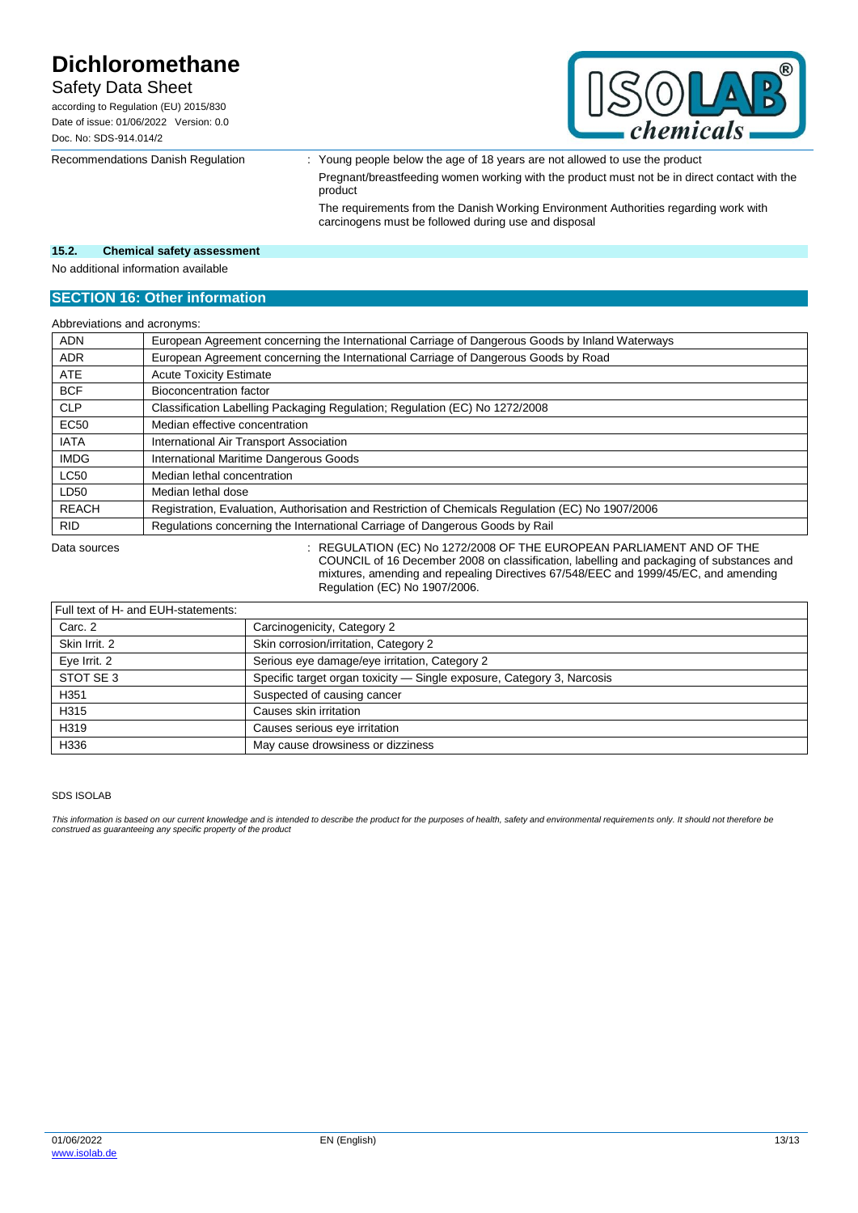Recommendations Danish Regulation : Young people below the age of 18 years are not allowed to use the product

Pregnant/breastfeeding women working with the product must not be in direct contact with the product

The requirements from the Danish Working Environment Authorities regarding work with carcinogens must be followed during use and disposal

### 15.2. Chemical safety assessment

No additional information available

## SECTION 16: Other information

Abbreviations and acronyms:

| | |
|---|---|
| ADN | European Agreement concerning the International Carriage of Dangerous Goods by Inland Waterways |
| ADR | European Agreement concerning the International Carriage of Dangerous Goods by Road |
| ATE | Acute Toxicity Estimate |
| BCF | Bioconcentration factor |
| CLP | Classification Labelling Packaging Regulation; Regulation (EC) No 1272/2008 |
| EC50 | Median effective concentration |
| IATA | International Air Transport Association |
| IMDG | International Maritime Dangerous Goods |
| LC50 | Median lethal concentration |
| LD50 | Median lethal dose |
| REACH | Registration, Evaluation, Authorisation and Restriction of Chemicals Regulation (EC) No 1907/2006 |
| RID | Regulations concerning the International Carriage of Dangerous Goods by Rail |

Data sources : REGULATION (EC) No 1272/2008 OF THE EUROPEAN PARLIAMENT AND OF THE COUNCIL of 16 December 2008 on classification, labelling and packaging of substances and mixtures, amending and repealing Directives 67/548/EEC and 1999/45/EC, and amending Regulation (EC) No 1907/2006.

| Full text of H- and EUH-statements: | |
|---|---|
| Carc. 2 | Carcinogenicity, Category 2 |
| Skin Irrit. 2 | Skin corrosion/irritation, Category 2 |
| Eye Irrit. 2 | Serious eye damage/eye irritation, Category 2 |
| STOT SE 3 | Specific target organ toxicity — Single exposure, Category 3, Narcosis |
| H351 | Suspected of causing cancer |
| H315 | Causes skin irritation |
| H319 | Causes serious eye irritation |
| H336 | May cause drowsiness or dizziness |

SDS ISOLAB

*This information is based on our current knowledge and is intended to describe the product for the purposes of health, safety and environmental requirements only. It should not therefore be construed as guaranteeing any specific property of the product*